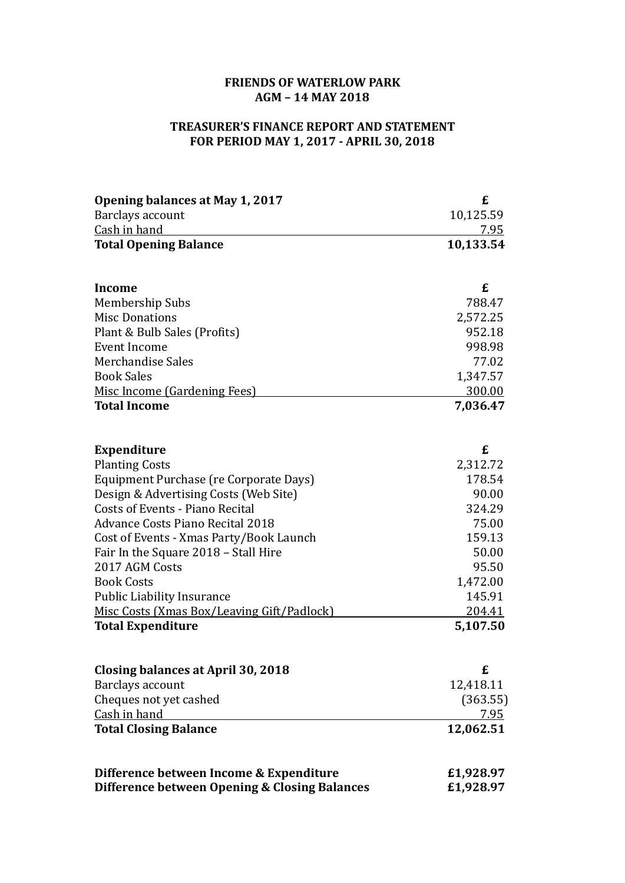**FRIENDS OF WATERLOW PARK**
**AGM – 14 MAY 2018**

**TREASURER'S FINANCE REPORT AND STATEMENT**
**FOR PERIOD MAY 1, 2017 - APRIL 30, 2018**

| **Opening balances at May 1, 2017** | **£** |
|---|---|
| Barclays account | 10,125.59 |
| Cash in hand | 7.95 |
| **Total Opening Balance** | **10,133.54** |

| **Income** | **£** |
|---|---|
| Membership Subs | 788.47 |
| Misc Donations | 2,572.25 |
| Plant & Bulb Sales (Profits) | 952.18 |
| Event Income | 998.98 |
| Merchandise Sales | 77.02 |
| Book Sales | 1,347.57 |
| Misc Income (Gardening Fees) | 300.00 |
| **Total Income** | **7,036.47** |

| **Expenditure** | **£** |
|---|---|
| Planting Costs | 2,312.72 |
| Equipment Purchase (re Corporate Days) | 178.54 |
| Design & Advertising Costs (Web Site) | 90.00 |
| Costs of Events - Piano Recital | 324.29 |
| Advance Costs Piano Recital 2018 | 75.00 |
| Cost of Events - Xmas Party/Book Launch | 159.13 |
| Fair In the Square 2018 – Stall Hire | 50.00 |
| 2017 AGM Costs | 95.50 |
| Book Costs | 1,472.00 |
| Public Liability Insurance | 145.91 |
| Misc Costs (Xmas Box/Leaving Gift/Padlock) | 204.41 |
| **Total Expenditure** | **5,107.50** |

| **Closing balances at April 30, 2018** | **£** |
|---|---|
| Barclays account | 12,418.11 |
| Cheques not yet cashed | (363.55) |
| Cash in hand | 7.95 |
| **Total Closing Balance** | **12,062.51** |

| | |
|---|---|
| **Difference between Income & Expenditure** | **£1,928.97** |
| **Difference between Opening & Closing Balances** | **£1,928.97** |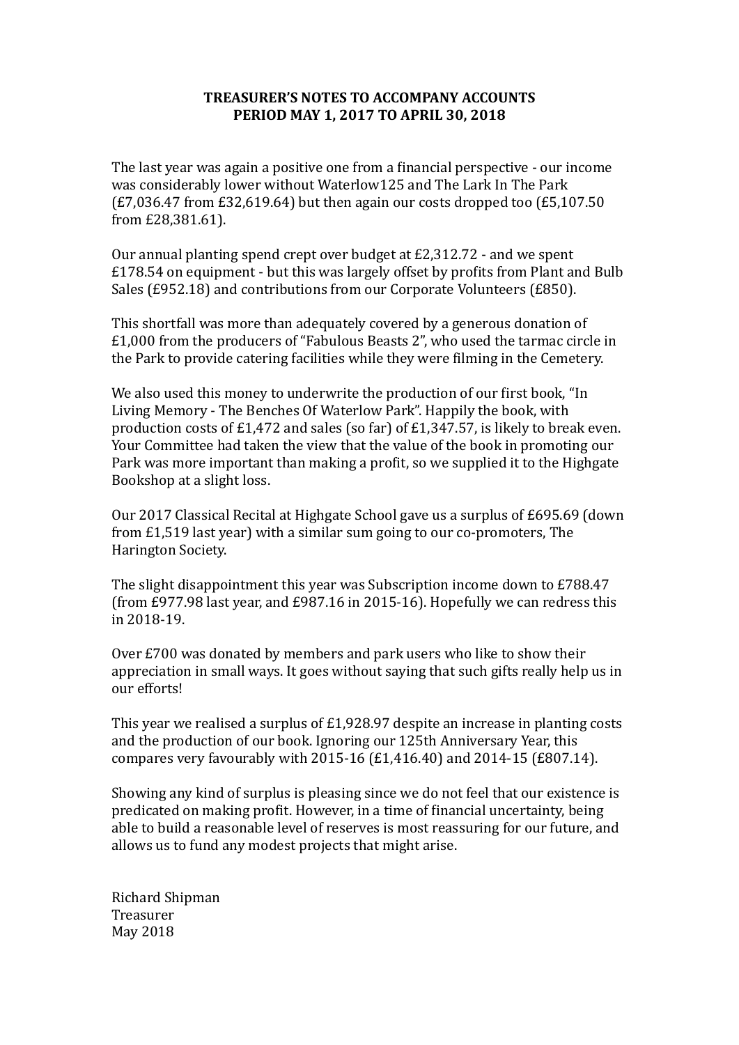**TREASURER'S NOTES TO ACCOMPANY ACCOUNTS**
**PERIOD MAY 1, 2017 TO APRIL 30, 2018**

The last year was again a positive one from a financial perspective - our income was considerably lower without Waterlow125 and The Lark In The Park (£7,036.47 from £32,619.64) but then again our costs dropped too (£5,107.50 from £28,381.61).

Our annual planting spend crept over budget at £2,312.72 - and we spent £178.54 on equipment - but this was largely offset by profits from Plant and Bulb Sales (£952.18) and contributions from our Corporate Volunteers (£850).

This shortfall was more than adequately covered by a generous donation of £1,000 from the producers of "Fabulous Beasts 2", who used the tarmac circle in the Park to provide catering facilities while they were filming in the Cemetery.

We also used this money to underwrite the production of our first book, "In Living Memory - The Benches Of Waterlow Park". Happily the book, with production costs of £1,472 and sales (so far) of £1,347.57, is likely to break even. Your Committee had taken the view that the value of the book in promoting our Park was more important than making a profit, so we supplied it to the Highgate Bookshop at a slight loss.

Our 2017 Classical Recital at Highgate School gave us a surplus of £695.69 (down from £1,519 last year) with a similar sum going to our co-promoters, The Harington Society.

The slight disappointment this year was Subscription income down to £788.47 (from £977.98 last year, and £987.16 in 2015-16). Hopefully we can redress this in 2018-19.

Over £700 was donated by members and park users who like to show their appreciation in small ways. It goes without saying that such gifts really help us in our efforts!

This year we realised a surplus of £1,928.97 despite an increase in planting costs and the production of our book. Ignoring our 125th Anniversary Year, this compares very favourably with 2015-16 (£1,416.40) and 2014-15 (£807.14).

Showing any kind of surplus is pleasing since we do not feel that our existence is predicated on making profit. However, in a time of financial uncertainty, being able to build a reasonable level of reserves is most reassuring for our future, and allows us to fund any modest projects that might arise.

Richard Shipman
Treasurer
May 2018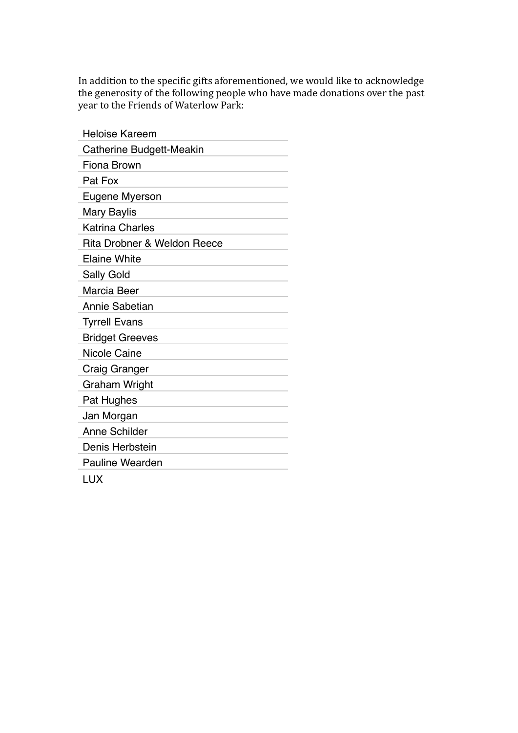In addition to the specific gifts aforementioned, we would like to acknowledge the generosity of the following people who have made donations over the past year to the Friends of Waterlow Park:

| |
|---|
| Heloise Kareem |
| Catherine Budgett-Meakin |
| Fiona Brown |
| Pat Fox |
| Eugene Myerson |
| Mary Baylis |
| Katrina Charles |
| Rita Drobner & Weldon Reece |
| Elaine White |
| Sally Gold |
| Marcia Beer |
| Annie Sabetian |
| Tyrrell Evans |
| Bridget Greeves |
| Nicole Caine |
| Craig Granger |
| Graham Wright |
| Pat Hughes |
| Jan Morgan |
| Anne Schilder |
| Denis Herbstein |
| Pauline Wearden |
| LUX |